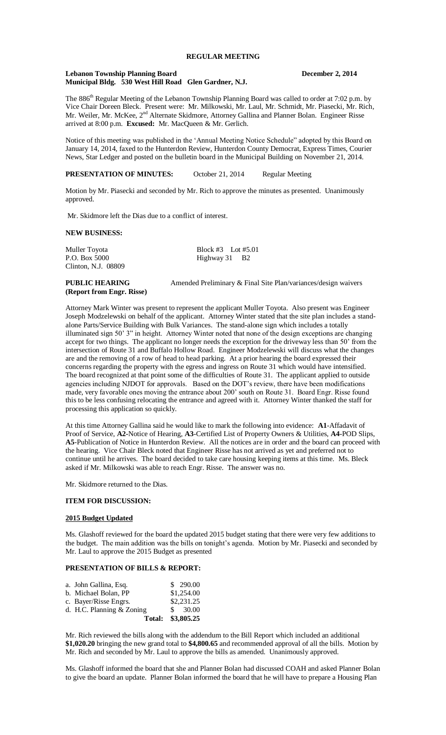# REGULAR MEETING

**Lebanon Township Planning Board** **December 2, 2014**
**Municipal Bldg. 530 West Hill Road Glen Gardner, N.J.**

The 886th Regular Meeting of the Lebanon Township Planning Board was called to order at 7:02 p.m. by Vice Chair Doreen Bleck. Present were: Mr. Milkowski, Mr. Laul, Mr. Schmidt, Mr. Piasecki, Mr. Rich, Mr. Weiler, Mr. McKee, 2nd Alternate Skidmore, Attorney Gallina and Planner Bolan. Engineer Risse arrived at 8:00 p.m. **Excused:** Mr. MacQueen & Mr. Gerlich.

Notice of this meeting was published in the 'Annual Meeting Notice Schedule" adopted by this Board on January 14, 2014, faxed to the Hunterdon Review, Hunterdon County Democrat, Express Times, Courier News, Star Ledger and posted on the bulletin board in the Municipal Building on November 21, 2014.

**PRESENTATION OF MINUTES:** October 21, 2014 Regular Meeting

Motion by Mr. Piasecki and seconded by Mr. Rich to approve the minutes as presented. Unanimously approved.

Mr. Skidmore left the Dias due to a conflict of interest.

**NEW BUSINESS:**

Muller Toyota Block #3 Lot #5.01
P.O. Box 5000 Highway 31 B2
Clinton, N.J. 08809

**PUBLIC HEARING** Amended Preliminary & Final Site Plan/variances/design waivers
**(Report from Engr. Risse)**

Attorney Mark Winter was present to represent the applicant Muller Toyota. Also present was Engineer Joseph Modzelewski on behalf of the applicant. Attorney Winter stated that the site plan includes a stand-alone Parts/Service Building with Bulk Variances. The stand-alone sign which includes a totally illuminated sign 50' 3" in height. Attorney Winter noted that none of the design exceptions are changing accept for two things. The applicant no longer needs the exception for the driveway less than 50' from the intersection of Route 31 and Buffalo Hollow Road. Engineer Modzelewski will discuss what the changes are and the removing of a row of head to head parking. At a prior hearing the board expressed their concerns regarding the property with the egress and ingress on Route 31 which would have intensified. The board recognized at that point some of the difficulties of Route 31. The applicant applied to outside agencies including NJDOT for approvals. Based on the DOT's review, there have been modifications made, very favorable ones moving the entrance about 200' south on Route 31. Board Engr. Risse found this to be less confusing relocating the entrance and agreed with it. Attorney Winter thanked the staff for processing this application so quickly.

At this time Attorney Gallina said he would like to mark the following into evidence: **A1**-Affadavit of Proof of Service, **A2**-Notice of Hearing, **A3**-Certified List of Property Owners & Utilities, **A4**-POD Slips, **A5**-Publication of Notice in Hunterdon Review. All the notices are in order and the board can proceed with the hearing. Vice Chair Bleck noted that Engineer Risse has not arrived as yet and preferred not to continue until he arrives. The board decided to take care housing keeping items at this time. Ms. Bleck asked if Mr. Milkowski was able to reach Engr. Risse. The answer was no.

Mr. Skidmore returned to the Dias.

**ITEM FOR DISCUSSION:**

**2015 Budget Updated**

Ms. Glashoff reviewed for the board the updated 2015 budget stating that there were very few additions to the budget. The main addition was the bills on tonight's agenda. Motion by Mr. Piasecki and seconded by Mr. Laul to approve the 2015 Budget as presented

**PRESENTATION OF BILLS & REPORT:**

| | |
|---|---|
| a. John Gallina, Esq. | $ 290.00 |
| b. Michael Bolan, PP | $1,254.00 |
| c. Bayer/Risse Engrs. | $2,231.25 |
| d. H.C. Planning & Zoning | $ 30.00 |
| **Total:** | **$3,805.25** |

Mr. Rich reviewed the bills along with the addendum to the Bill Report which included an additional **$1,020.20** bringing the new grand total to **$4,800.65** and recommended approval of all the bills. Motion by Mr. Rich and seconded by Mr. Laul to approve the bills as amended. Unanimously approved.

Ms. Glashoff informed the board that she and Planner Bolan had discussed COAH and asked Planner Bolan to give the board an update. Planner Bolan informed the board that he will have to prepare a Housing Plan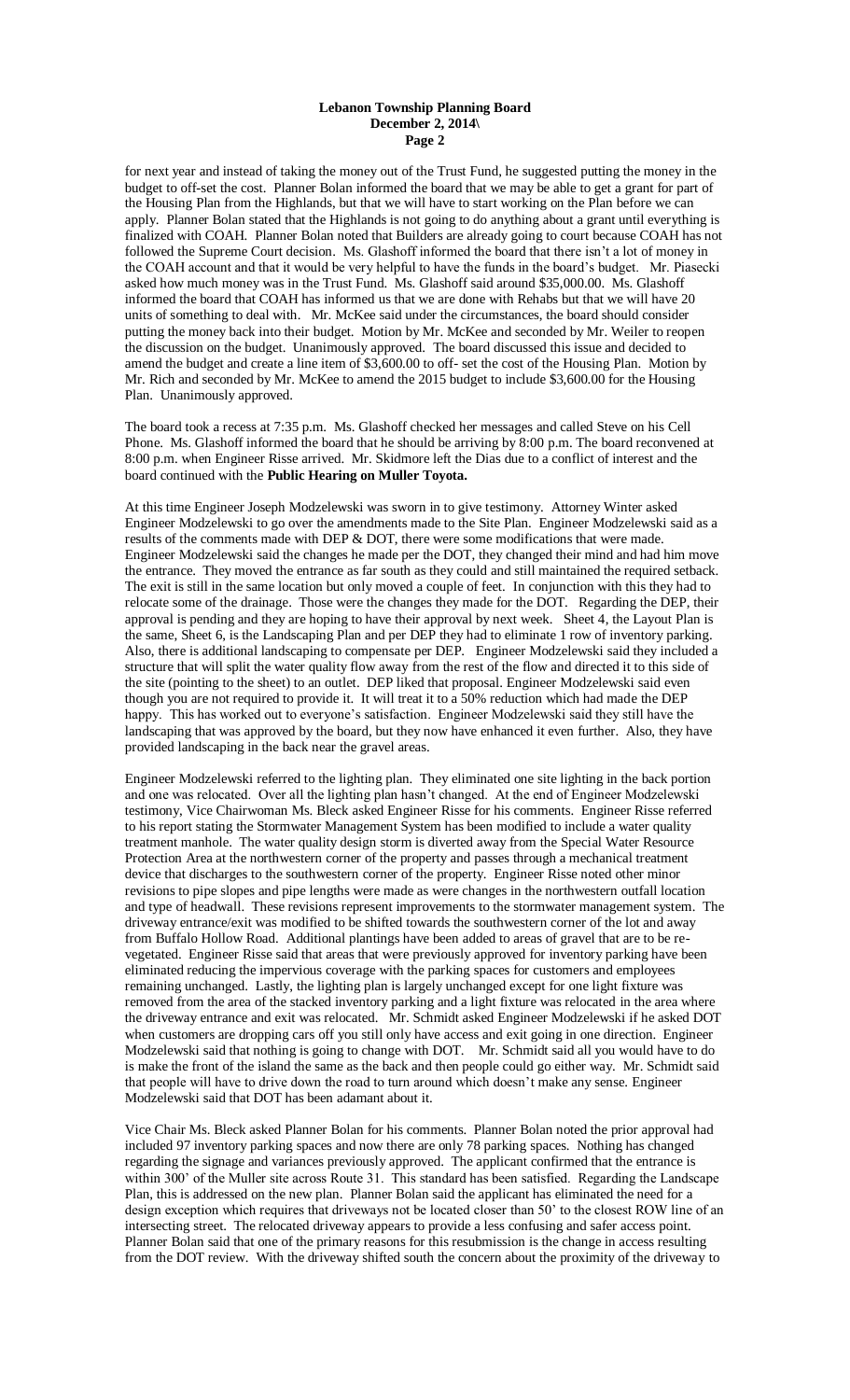for next year and instead of taking the money out of the Trust Fund, he suggested putting the money in the budget to off-set the cost. Planner Bolan informed the board that we may be able to get a grant for part of the Housing Plan from the Highlands, but that we will have to start working on the Plan before we can apply. Planner Bolan stated that the Highlands is not going to do anything about a grant until everything is finalized with COAH. Planner Bolan noted that Builders are already going to court because COAH has not followed the Supreme Court decision. Ms. Glashoff informed the board that there isn't a lot of money in the COAH account and that it would be very helpful to have the funds in the board's budget. Mr. Piasecki asked how much money was in the Trust Fund. Ms. Glashoff said around $35,000.00. Ms. Glashoff informed the board that COAH has informed us that we are done with Rehabs but that we will have 20 units of something to deal with. Mr. McKee said under the circumstances, the board should consider putting the money back into their budget. Motion by Mr. McKee and seconded by Mr. Weiler to reopen the discussion on the budget. Unanimously approved. The board discussed this issue and decided to amend the budget and create a line item of $3,600.00 to off- set the cost of the Housing Plan. Motion by Mr. Rich and seconded by Mr. McKee to amend the 2015 budget to include $3,600.00 for the Housing Plan. Unanimously approved.

The board took a recess at 7:35 p.m. Ms. Glashoff checked her messages and called Steve on his Cell Phone. Ms. Glashoff informed the board that he should be arriving by 8:00 p.m. The board reconvened at 8:00 p.m. when Engineer Risse arrived. Mr. Skidmore left the Dias due to a conflict of interest and the board continued with the **Public Hearing on Muller Toyota.**

At this time Engineer Joseph Modzelewski was sworn in to give testimony. Attorney Winter asked Engineer Modzelewski to go over the amendments made to the Site Plan. Engineer Modzelewski said as a results of the comments made with DEP & DOT, there were some modifications that were made. Engineer Modzelewski said the changes he made per the DOT, they changed their mind and had him move the entrance. They moved the entrance as far south as they could and still maintained the required setback. The exit is still in the same location but only moved a couple of feet. In conjunction with this they had to relocate some of the drainage. Those were the changes they made for the DOT. Regarding the DEP, their approval is pending and they are hoping to have their approval by next week. Sheet 4, the Layout Plan is the same, Sheet 6, is the Landscaping Plan and per DEP they had to eliminate 1 row of inventory parking. Also, there is additional landscaping to compensate per DEP. Engineer Modzelewski said they included a structure that will split the water quality flow away from the rest of the flow and directed it to this side of the site (pointing to the sheet) to an outlet. DEP liked that proposal. Engineer Modzelewski said even though you are not required to provide it. It will treat it to a 50% reduction which had made the DEP happy. This has worked out to everyone's satisfaction. Engineer Modzelewski said they still have the landscaping that was approved by the board, but they now have enhanced it even further. Also, they have provided landscaping in the back near the gravel areas.

Engineer Modzelewski referred to the lighting plan. They eliminated one site lighting in the back portion and one was relocated. Over all the lighting plan hasn't changed. At the end of Engineer Modzelewski testimony, Vice Chairwoman Ms. Bleck asked Engineer Risse for his comments. Engineer Risse referred to his report stating the Stormwater Management System has been modified to include a water quality treatment manhole. The water quality design storm is diverted away from the Special Water Resource Protection Area at the northwestern corner of the property and passes through a mechanical treatment device that discharges to the southwestern corner of the property. Engineer Risse noted other minor revisions to pipe slopes and pipe lengths were made as were changes in the northwestern outfall location and type of headwall. These revisions represent improvements to the stormwater management system. The driveway entrance/exit was modified to be shifted towards the southwestern corner of the lot and away from Buffalo Hollow Road. Additional plantings have been added to areas of gravel that are to be re-vegetated. Engineer Risse said that areas that were previously approved for inventory parking have been eliminated reducing the impervious coverage with the parking spaces for customers and employees remaining unchanged. Lastly, the lighting plan is largely unchanged except for one light fixture was removed from the area of the stacked inventory parking and a light fixture was relocated in the area where the driveway entrance and exit was relocated. Mr. Schmidt asked Engineer Modzelewski if he asked DOT when customers are dropping cars off you still only have access and exit going in one direction. Engineer Modzelewski said that nothing is going to change with DOT. Mr. Schmidt said all you would have to do is make the front of the island the same as the back and then people could go either way. Mr. Schmidt said that people will have to drive down the road to turn around which doesn't make any sense. Engineer Modzelewski said that DOT has been adamant about it.

Vice Chair Ms. Bleck asked Planner Bolan for his comments. Planner Bolan noted the prior approval had included 97 inventory parking spaces and now there are only 78 parking spaces. Nothing has changed regarding the signage and variances previously approved. The applicant confirmed that the entrance is within 300' of the Muller site across Route 31. This standard has been satisfied. Regarding the Landscape Plan, this is addressed on the new plan. Planner Bolan said the applicant has eliminated the need for a design exception which requires that driveways not be located closer than 50' to the closest ROW line of an intersecting street. The relocated driveway appears to provide a less confusing and safer access point. Planner Bolan said that one of the primary reasons for this resubmission is the change in access resulting from the DOT review. With the driveway shifted south the concern about the proximity of the driveway to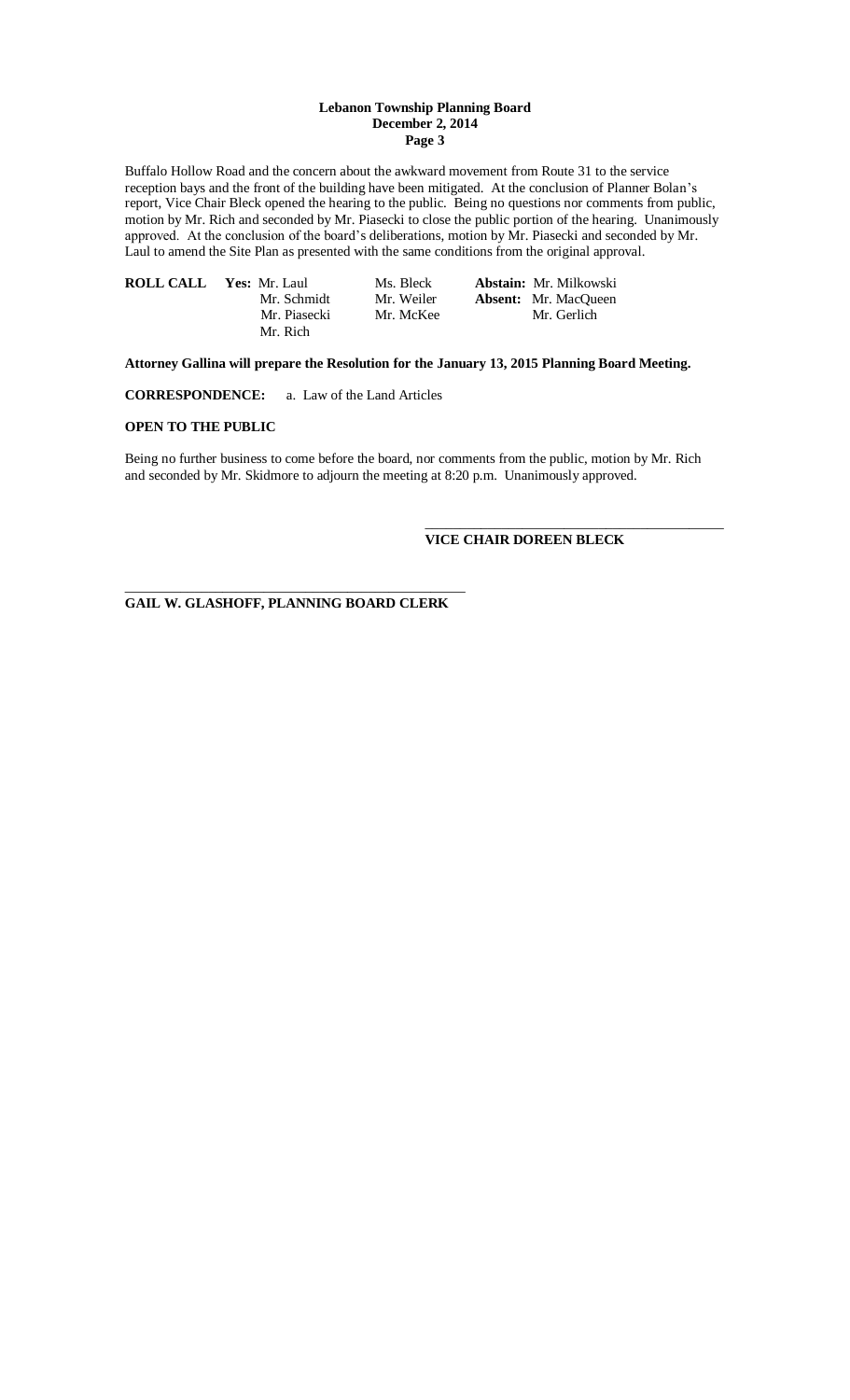Buffalo Hollow Road and the concern about the awkward movement from Route 31 to the service reception bays and the front of the building have been mitigated. At the conclusion of Planner Bolan's report, Vice Chair Bleck opened the hearing to the public. Being no questions nor comments from public, motion by Mr. Rich and seconded by Mr. Piasecki to close the public portion of the hearing. Unanimously approved. At the conclusion of the board's deliberations, motion by Mr. Piasecki and seconded by Mr. Laul to amend the Site Plan as presented with the same conditions from the original approval.

| | | | |
|---|---|---|---|
| **ROLL CALL** | **Yes:** Mr. Laul | Ms. Bleck | **Abstain:** Mr. Milkowski |
| | Mr. Schmidt | Mr. Weiler | **Absent:** Mr. MacQueen |
| | Mr. Piasecki | Mr. McKee | Mr. Gerlich |
| | Mr. Rich | | |

**Attorney Gallina will prepare the Resolution for the January 13, 2015 Planning Board Meeting.**

**CORRESPONDENCE:** a. Law of the Land Articles

**OPEN TO THE PUBLIC**

Being no further business to come before the board, nor comments from the public, motion by Mr. Rich and seconded by Mr. Skidmore to adjourn the meeting at 8:20 p.m. Unanimously approved.

\_\_\_\_\_\_\_\_\_\_\_\_\_\_\_\_\_\_\_\_\_\_\_\_\_\_\_\_\_\_\_\_\_\_\_\_\_\_\_\_

**VICE CHAIR DOREEN BLECK**

\_\_\_\_\_\_\_\_\_\_\_\_\_\_\_\_\_\_\_\_\_\_\_\_\_\_\_\_\_\_\_\_\_\_\_\_\_\_\_\_

**GAIL W. GLASHOFF, PLANNING BOARD CLERK**